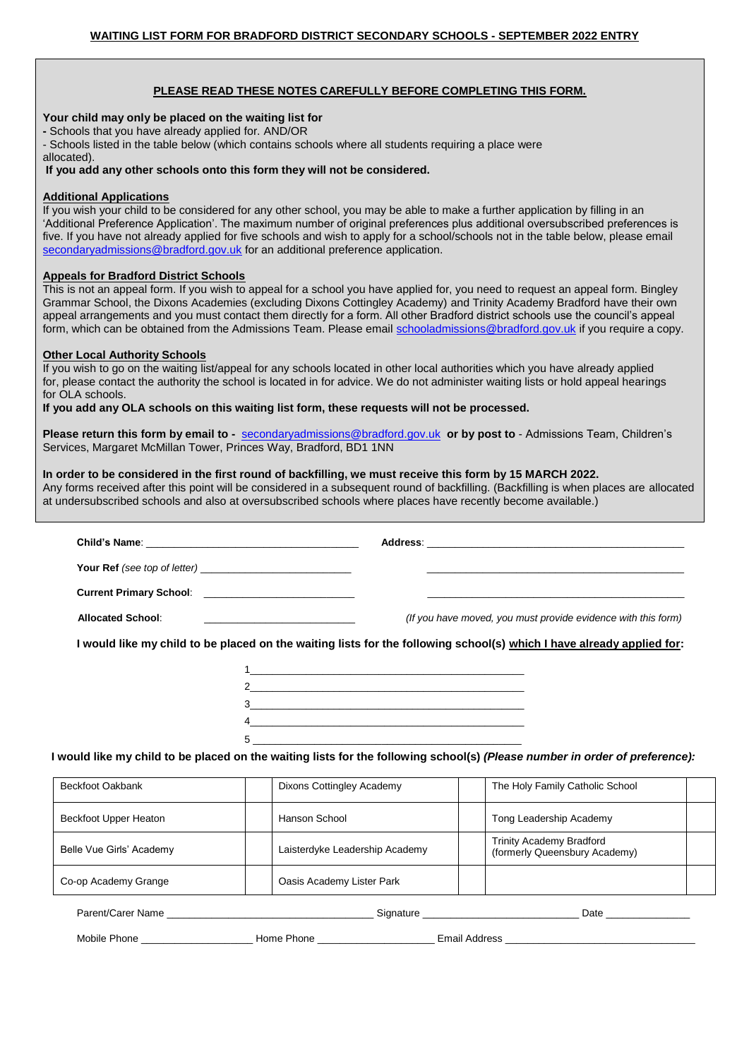# WAITING LIST FORM FOR BRADFORD DISTRICT SECONDARY SCHOOLS - SEPTEMBER 2022 ENTRY

## PLEASE READ THESE NOTES CAREFULLY BEFORE COMPLETING THIS FORM.

**Your child may only be placed on the waiting list for**

**-** Schools that you have already applied for. AND/OR

- Schools listed in the table below (which contains schools where all students requiring a place were allocated).

**If you add any other schools onto this form they will not be considered.**

### Additional Applications

If you wish your child to be considered for any other school, you may be able to make a further application by filling in an 'Additional Preference Application'. The maximum number of original preferences plus additional oversubscribed preferences is five. If you have not already applied for five schools and wish to apply for a school/schools not in the table below, please email secondaryadmissions@bradford.gov.uk for an additional preference application.

### Appeals for Bradford District Schools

This is not an appeal form. If you wish to appeal for a school you have applied for, you need to request an appeal form. Bingley Grammar School, the Dixons Academies (excluding Dixons Cottingley Academy) and Trinity Academy Bradford have their own appeal arrangements and you must contact them directly for a form. All other Bradford district schools use the council's appeal form, which can be obtained from the Admissions Team. Please email schooladmissions@bradford.gov.uk if you require a copy.

### Other Local Authority Schools

If you wish to go on the waiting list/appeal for any schools located in other local authorities which you have already applied for, please contact the authority the school is located in for advice. We do not administer waiting lists or hold appeal hearings for OLA schools.

**If you add any OLA schools on this waiting list form, these requests will not be processed.**

**Please return this form by email to -** secondaryadmissions@bradford.gov.uk **or by post to** - Admissions Team, Children's Services, Margaret McMillan Tower, Princes Way, Bradford, BD1 1NN

**In order to be considered in the first round of backfilling, we must receive this form by 15 MARCH 2022.**
Any forms received after this point will be considered in a subsequent round of backfilling. (Backfilling is when places are allocated at undersubscribed schools and also at oversubscribed schools where places have recently become available.)

**Child's Name**: ____________________ **Address**: ____________________

**Your Ref** *(see top of letter)* ____________________ ____________________

**Current Primary School**: ____________________ ____________________

**Allocated School**: ____________________ *(If you have moved, you must provide evidence with this form)*

**I would like my child to be placed on the waiting lists for the following school(s) which I have already applied for:**

1____________________
2____________________
3____________________
4____________________
5____________________

**I would like my child to be placed on the waiting lists for the following school(s)** ***(Please number in order of preference):***

| | | | | | |
|---|---|---|---|---|---|
| Beckfoot Oakbank | | Dixons Cottingley Academy | | The Holy Family Catholic School | |
| Beckfoot Upper Heaton | | Hanson School | | Tong Leadership Academy | |
| Belle Vue Girls' Academy | | Laisterdyke Leadership Academy | | Trinity Academy Bradford (formerly Queensbury Academy) | |
| Co-op Academy Grange | | Oasis Academy Lister Park | | | |

Parent/Carer Name ____________________ Signature ____________________ Date ____________

Mobile Phone ____________ Home Phone ____________ Email Address ____________________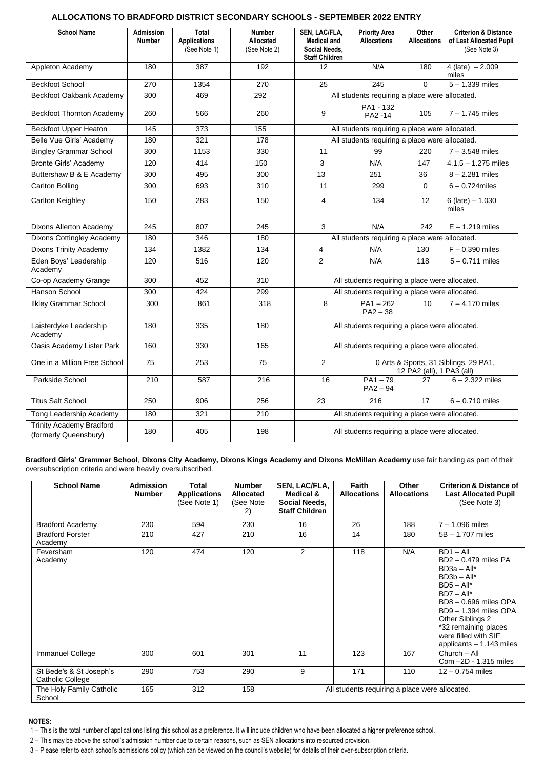## ALLOCATIONS TO BRADFORD DISTRICT SECONDARY SCHOOLS - SEPTEMBER 2022 ENTRY

| School Name | Admission Number | Total Applications (See Note 1) | Number Allocated (See Note 2) | SEN, LAC/FLA, Medical and Social Needs, Staff Children | Priority Area Allocations | Other Allocations | Criterion & Distance of Last Allocated Pupil (See Note 3) |
|---|---|---|---|---|---|---|---|
| Appleton Academy | 180 | 387 | 192 | 12 | N/A | 180 | 4 (late) – 2.009 miles |
| Beckfoot School | 270 | 1354 | 270 | 25 | 245 | 0 | 5 – 1.339 miles |
| Beckfoot Oakbank Academy | 300 | 469 | 292 | All students requiring a place were allocated. | | | |
| Beckfoot Thornton Academy | 260 | 566 | 260 | 9 | PA1 - 132 PA2 -14 | 105 | 7 – 1.745 miles |
| Beckfoot Upper Heaton | 145 | 373 | 155 | All students requiring a place were allocated. | | | |
| Belle Vue Girls' Academy | 180 | 321 | 178 | All students requiring a place were allocated. | | | |
| Bingley Grammar School | 300 | 1153 | 330 | 11 | 99 | 220 | 7 – 3.548 miles |
| Bronte Girls' Academy | 120 | 414 | 150 | 3 | N/A | 147 | 4.1.5 – 1.275 miles |
| Buttershaw B & E Academy | 300 | 495 | 300 | 13 | 251 | 36 | 8 – 2.281 miles |
| Carlton Bolling | 300 | 693 | 310 | 11 | 299 | 0 | 6 – 0.724miles |
| Carlton Keighley | 150 | 283 | 150 | 4 | 134 | 12 | 6 (late) – 1.030 miles |
| Dixons Allerton Academy | 245 | 807 | 245 | 3 | N/A | 242 | E – 1.219 miles |
| Dixons Cottingley Academy | 180 | 346 | 180 | All students requiring a place were allocated. | | | |
| Dixons Trinity Academy | 134 | 1382 | 134 | 4 | N/A | 130 | F – 0.390 miles |
| Eden Boys' Leadership Academy | 120 | 516 | 120 | 2 | N/A | 118 | 5 – 0.711 miles |
| Co-op Academy Grange | 300 | 452 | 310 | All students requiring a place were allocated. | | | |
| Hanson School | 300 | 424 | 299 | All students requiring a place were allocated. | | | |
| Ilkley Grammar School | 300 | 861 | 318 | 8 | PA1 – 262 PA2 – 38 | 10 | 7 – 4.170 miles |
| Laisterdyke Leadership Academy | 180 | 335 | 180 | All students requiring a place were allocated. | | | |
| Oasis Academy Lister Park | 160 | 330 | 165 | All students requiring a place were allocated. | | | |
| One in a Million Free School | 75 | 253 | 75 | 2 | 0 Arts & Sports, 31 Siblings, 29 PA1, 12 PA2 (all), 1 PA3 (all) | | |
| Parkside School | 210 | 587 | 216 | 16 | PA1 – 79 PA2 – 94 | 27 | 6 – 2.322 miles |
| Titus Salt School | 250 | 906 | 256 | 23 | 216 | 17 | 6 – 0.710 miles |
| Tong Leadership Academy | 180 | 321 | 210 | All students requiring a place were allocated. | | | |
| Trinity Academy Bradford (formerly Queensbury) | 180 | 405 | 198 | All students requiring a place were allocated. | | | |

**Bradford Girls' Grammar School**, **Dixons City Academy, Dixons Kings Academy and Dixons McMillan Academy** use fair banding as part of their oversubscription criteria and were heavily oversubscribed.

| School Name | Admission Number | Total Applications (See Note 1) | Number Allocated (See Note 2) | SEN, LAC/FLA, Medical & Social Needs, Staff Children | Faith Allocations | Other Allocations | Criterion & Distance of Last Allocated Pupil (See Note 3) |
|---|---|---|---|---|---|---|---|
| Bradford Academy | 230 | 594 | 230 | 16 | 26 | 188 | 7 – 1.096 miles |
| Bradford Forster Academy | 210 | 427 | 210 | 16 | 14 | 180 | 5B – 1.707 miles |
| Feversham Academy | 120 | 474 | 120 | 2 | 118 | N/A | BD1 – All<br>BD2 – 0.479 miles PA<br>BD3a – All*<br>BD3b – All*<br>BD5 – All*<br>BD7 – All*<br>BD8 – 0.696 miles OPA<br>BD9 – 1.394 miles OPA<br>Other Siblings 2<br>*32 remaining places were filled with SIF applicants – 1.143 miles |
| Immanuel College | 300 | 601 | 301 | 11 | 123 | 167 | Church – All<br>Com –2D - 1.315 miles |
| St Bede's & St Joseph's Catholic College | 290 | 753 | 290 | 9 | 171 | 110 | 12 – 0.754 miles |
| The Holy Family Catholic School | 165 | 312 | 158 | All students requiring a place were allocated. | | | |

**NOTES:**

1 – This is the total number of applications listing this school as a preference. It will include children who have been allocated a higher preference school.

2 – This may be above the school's admission number due to certain reasons, such as SEN allocations into resourced provision.

3 – Please refer to each school's admissions policy (which can be viewed on the council's website) for details of their over-subscription criteria.